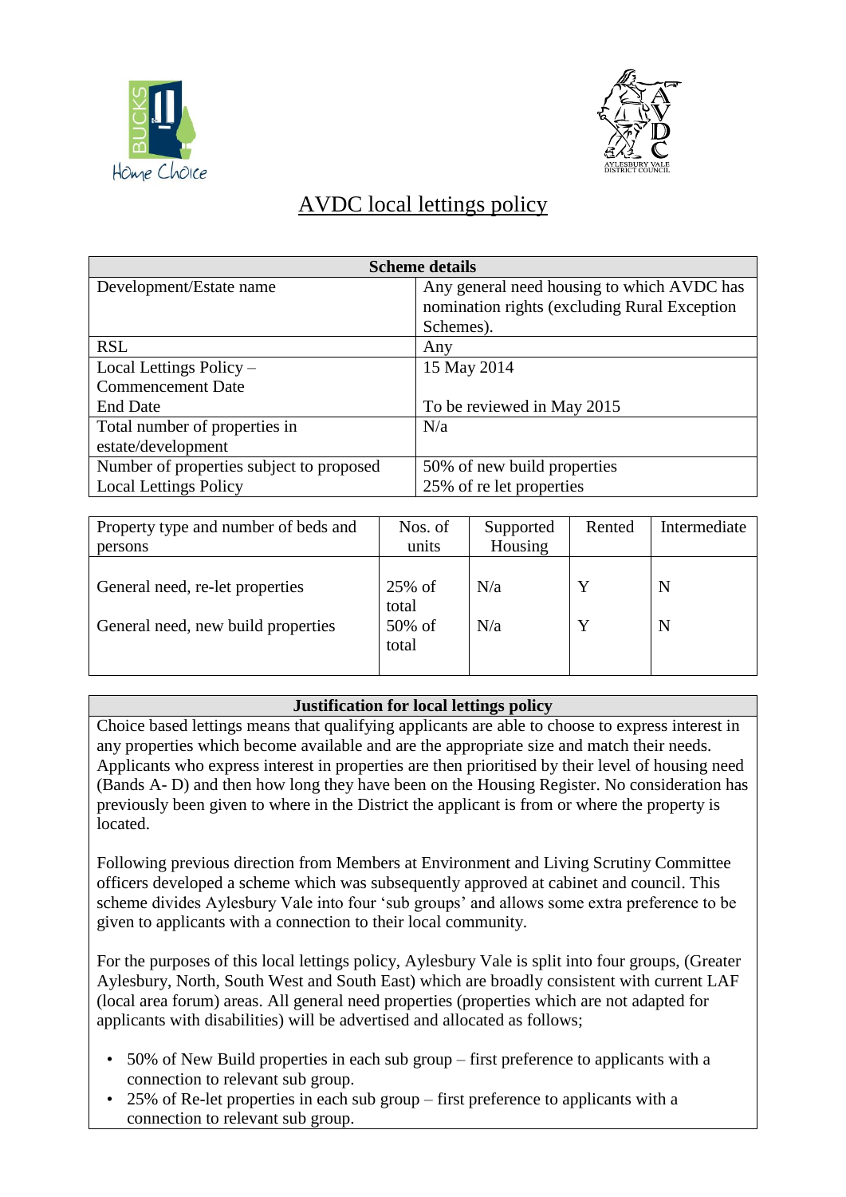# AVDC local lettings policy

| Scheme details | |
|---|---|
| Development/Estate name | Any general need housing to which AVDC has nomination rights (excluding Rural Exception Schemes). |
| RSL | Any |
| Local Lettings Policy – Commencement Date<br>End Date | 15 May 2014<br><br>To be reviewed in May 2015 |
| Total number of properties in estate/development | N/a |
| Number of properties subject to proposed Local Lettings Policy | 50% of new build properties<br>25% of re let properties |

| Property type and number of beds and persons | Nos. of units | Supported Housing | Rented | Intermediate |
|---|---|---|---|---|
| General need, re-let properties | 25% of total | N/a | Y | N |
| General need, new build properties | 50% of total | N/a | Y | N |

**Justification for local lettings policy**

Choice based lettings means that qualifying applicants are able to choose to express interest in any properties which become available and are the appropriate size and match their needs. Applicants who express interest in properties are then prioritised by their level of housing need (Bands A- D) and then how long they have been on the Housing Register. No consideration has previously been given to where in the District the applicant is from or where the property is located.

Following previous direction from Members at Environment and Living Scrutiny Committee officers developed a scheme which was subsequently approved at cabinet and council. This scheme divides Aylesbury Vale into four 'sub groups' and allows some extra preference to be given to applicants with a connection to their local community.

For the purposes of this local lettings policy, Aylesbury Vale is split into four groups, (Greater Aylesbury, North, South West and South East) which are broadly consistent with current LAF (local area forum) areas. All general need properties (properties which are not adapted for applicants with disabilities) will be advertised and allocated as follows;

- 50% of New Build properties in each sub group – first preference to applicants with a connection to relevant sub group.
- 25% of Re-let properties in each sub group – first preference to applicants with a connection to relevant sub group.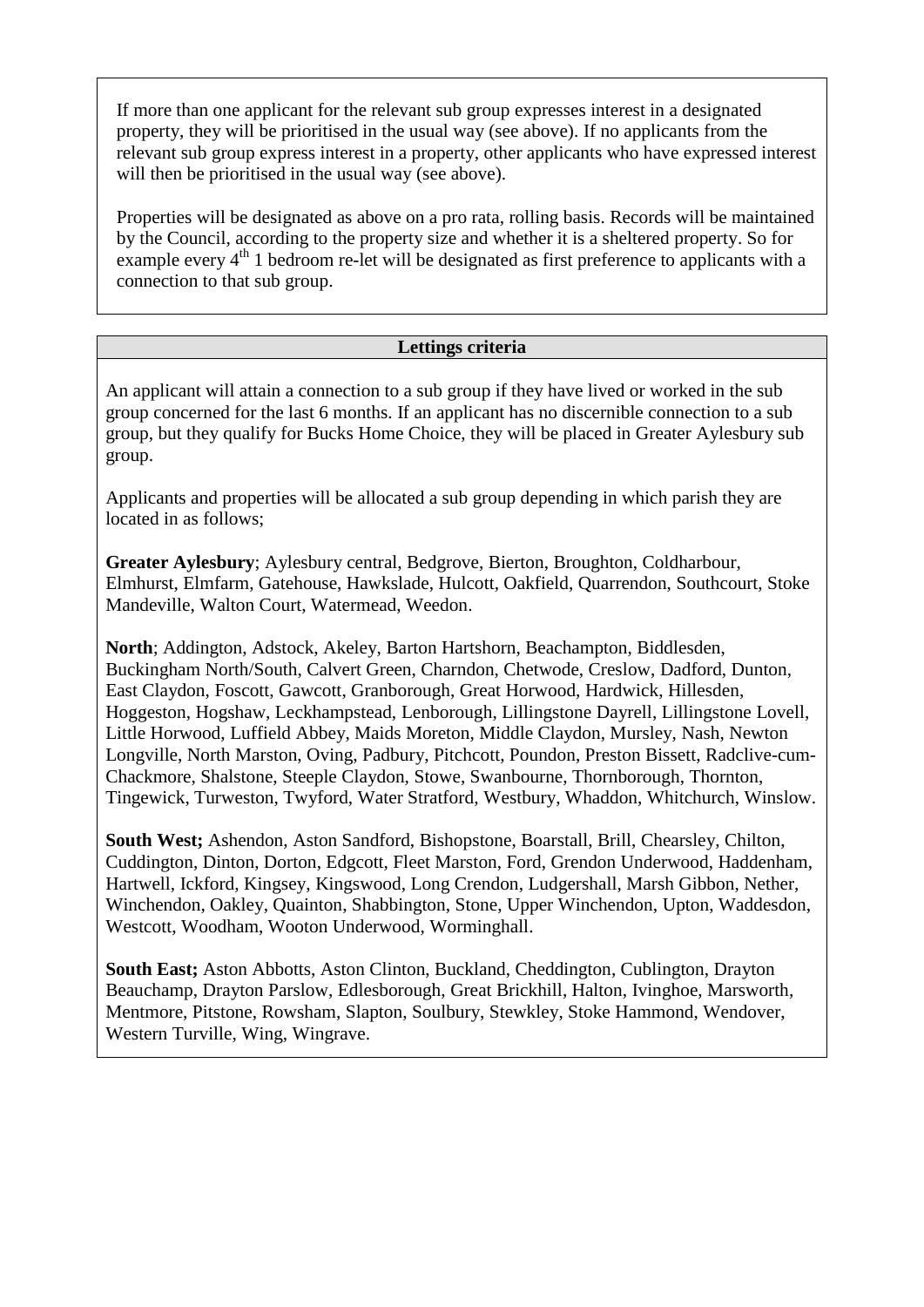If more than one applicant for the relevant sub group expresses interest in a designated property, they will be prioritised in the usual way (see above). If no applicants from the relevant sub group express interest in a property, other applicants who have expressed interest will then be prioritised in the usual way (see above).

Properties will be designated as above on a pro rata, rolling basis. Records will be maintained by the Council, according to the property size and whether it is a sheltered property. So for example every 4th 1 bedroom re-let will be designated as first preference to applicants with a connection to that sub group.

## Lettings criteria

An applicant will attain a connection to a sub group if they have lived or worked in the sub group concerned for the last 6 months. If an applicant has no discernible connection to a sub group, but they qualify for Bucks Home Choice, they will be placed in Greater Aylesbury sub group.

Applicants and properties will be allocated a sub group depending in which parish they are located in as follows;

**Greater Aylesbury**; Aylesbury central, Bedgrove, Bierton, Broughton, Coldharbour, Elmhurst, Elmfarm, Gatehouse, Hawkslade, Hulcott, Oakfield, Quarrendon, Southcourt, Stoke Mandeville, Walton Court, Watermead, Weedon.

**North**; Addington, Adstock, Akeley, Barton Hartshorn, Beachampton, Biddlesden, Buckingham North/South, Calvert Green, Charndon, Chetwode, Creslow, Dadford, Dunton, East Claydon, Foscott, Gawcott, Granborough, Great Horwood, Hardwick, Hillesden, Hoggeston, Hogshaw, Leckhampstead, Lenborough, Lillingstone Dayrell, Lillingstone Lovell, Little Horwood, Luffield Abbey, Maids Moreton, Middle Claydon, Mursley, Nash, Newton Longville, North Marston, Oving, Padbury, Pitchcott, Poundon, Preston Bissett, Radclive-cum-Chackmore, Shalstone, Steeple Claydon, Stowe, Swanbourne, Thornborough, Thornton, Tingewick, Turweston, Twyford, Water Stratford, Westbury, Whaddon, Whitchurch, Winslow.

**South West;** Ashendon, Aston Sandford, Bishopstone, Boarstall, Brill, Chearsley, Chilton, Cuddington, Dinton, Dorton, Edgcott, Fleet Marston, Ford, Grendon Underwood, Haddenham, Hartwell, Ickford, Kingsey, Kingswood, Long Crendon, Ludgershall, Marsh Gibbon, Nether, Winchendon, Oakley, Quainton, Shabbington, Stone, Upper Winchendon, Upton, Waddesdon, Westcott, Woodham, Wooton Underwood, Worminghall.

**South East;** Aston Abbotts, Aston Clinton, Buckland, Cheddington, Cublington, Drayton Beauchamp, Drayton Parslow, Edlesborough, Great Brickhill, Halton, Ivinghoe, Marsworth, Mentmore, Pitstone, Rowsham, Slapton, Soulbury, Stewkley, Stoke Hammond, Wendover, Western Turville, Wing, Wingrave.